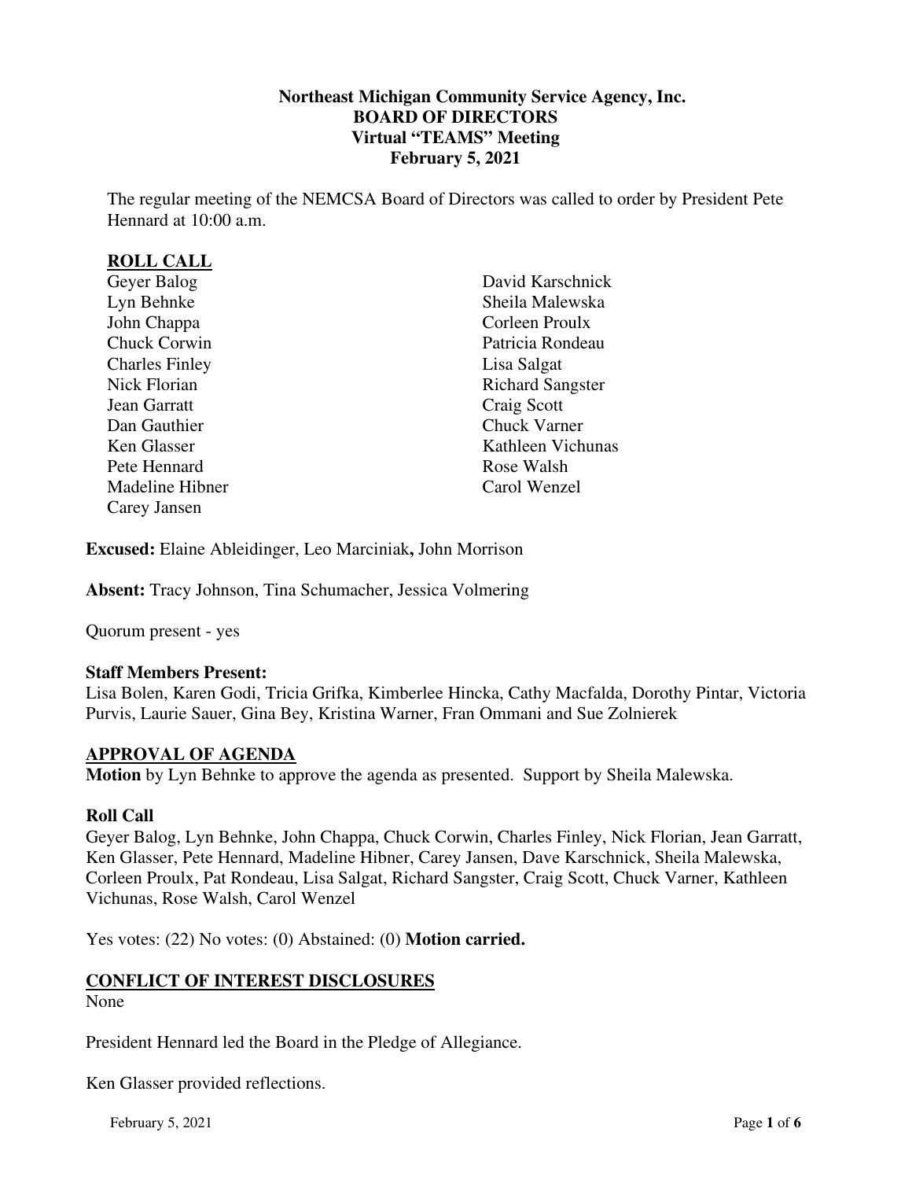# Northeast Michigan Community Service Agency, Inc.
## BOARD OF DIRECTORS
### Virtual "TEAMS" Meeting
### February 5, 2021

The regular meeting of the NEMCSA Board of Directors was called to order by President Pete Hennard at 10:00 a.m.

## ROLL CALL

Geyer Balog
Lyn Behnke
John Chappa
Chuck Corwin
Charles Finley
Nick Florian
Jean Garratt
Dan Gauthier
Ken Glasser
Pete Hennard
Madeline Hibner
Carey Jansen
David Karschnick
Sheila Malewska
Corleen Proulx
Patricia Rondeau
Lisa Salgat
Richard Sangster
Craig Scott
Chuck Varner
Kathleen Vichunas
Rose Walsh
Carol Wenzel

**Excused:** Elaine Ableidinger, Leo Marciniak**,** John Morrison

**Absent:** Tracy Johnson, Tina Schumacher, Jessica Volmering

Quorum present - yes

**Staff Members Present:**
Lisa Bolen, Karen Godi, Tricia Grifka, Kimberlee Hincka, Cathy Macfalda, Dorothy Pintar, Victoria Purvis, Laurie Sauer, Gina Bey, Kristina Warner, Fran Ommani and Sue Zolnierek

## APPROVAL OF AGENDA

**Motion** by Lyn Behnke to approve the agenda as presented. Support by Sheila Malewska.

**Roll Call**
Geyer Balog, Lyn Behnke, John Chappa, Chuck Corwin, Charles Finley, Nick Florian, Jean Garratt, Ken Glasser, Pete Hennard, Madeline Hibner, Carey Jansen, Dave Karschnick, Sheila Malewska, Corleen Proulx, Pat Rondeau, Lisa Salgat, Richard Sangster, Craig Scott, Chuck Varner, Kathleen Vichunas, Rose Walsh, Carol Wenzel

Yes votes: (22) No votes: (0) Abstained: (0) **Motion carried.**

## CONFLICT OF INTEREST DISCLOSURES

None

President Hennard led the Board in the Pledge of Allegiance.

Ken Glasser provided reflections.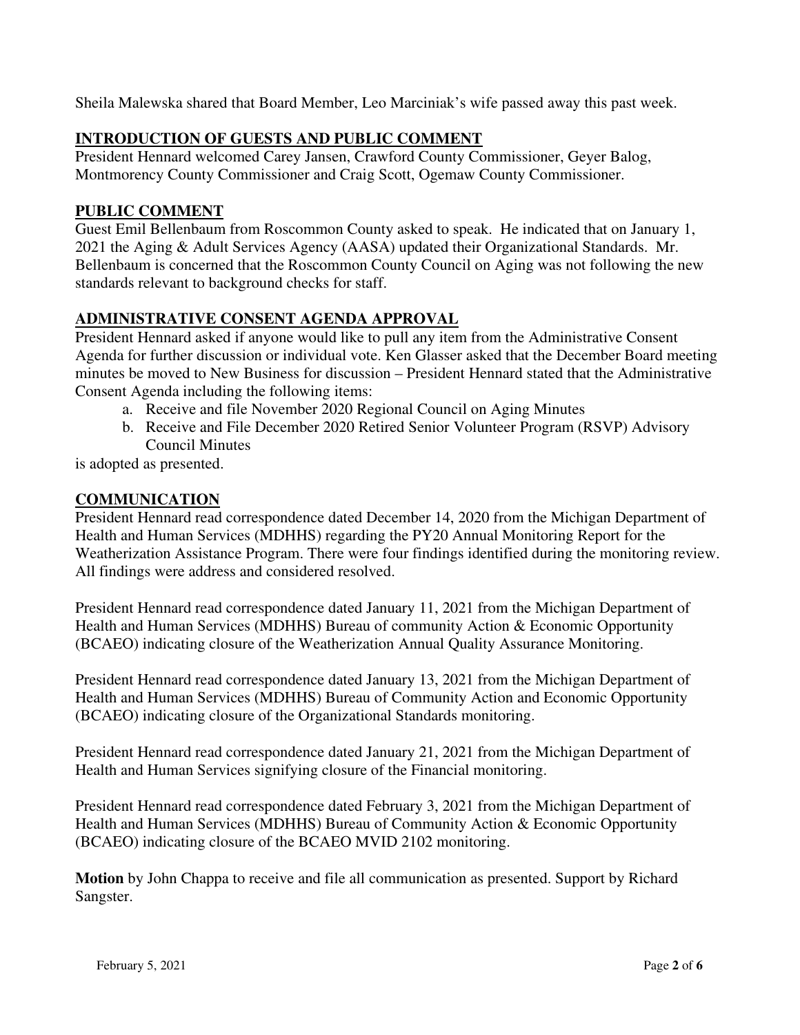Sheila Malewska shared that Board Member, Leo Marciniak's wife passed away this past week.

## INTRODUCTION OF GUESTS AND PUBLIC COMMENT

President Hennard welcomed Carey Jansen, Crawford County Commissioner, Geyer Balog, Montmorency County Commissioner and Craig Scott, Ogemaw County Commissioner.

## PUBLIC COMMENT

Guest Emil Bellenbaum from Roscommon County asked to speak. He indicated that on January 1, 2021 the Aging & Adult Services Agency (AASA) updated their Organizational Standards. Mr. Bellenbaum is concerned that the Roscommon County Council on Aging was not following the new standards relevant to background checks for staff.

## ADMINISTRATIVE CONSENT AGENDA APPROVAL

President Hennard asked if anyone would like to pull any item from the Administrative Consent Agenda for further discussion or individual vote. Ken Glasser asked that the December Board meeting minutes be moved to New Business for discussion – President Hennard stated that the Administrative Consent Agenda including the following items:

a. Receive and file November 2020 Regional Council on Aging Minutes
b. Receive and File December 2020 Retired Senior Volunteer Program (RSVP) Advisory Council Minutes

is adopted as presented.

## COMMUNICATION

President Hennard read correspondence dated December 14, 2020 from the Michigan Department of Health and Human Services (MDHHS) regarding the PY20 Annual Monitoring Report for the Weatherization Assistance Program. There were four findings identified during the monitoring review. All findings were address and considered resolved.

President Hennard read correspondence dated January 11, 2021 from the Michigan Department of Health and Human Services (MDHHS) Bureau of community Action & Economic Opportunity (BCAEO) indicating closure of the Weatherization Annual Quality Assurance Monitoring.

President Hennard read correspondence dated January 13, 2021 from the Michigan Department of Health and Human Services (MDHHS) Bureau of Community Action and Economic Opportunity (BCAEO) indicating closure of the Organizational Standards monitoring.

President Hennard read correspondence dated January 21, 2021 from the Michigan Department of Health and Human Services signifying closure of the Financial monitoring.

President Hennard read correspondence dated February 3, 2021 from the Michigan Department of Health and Human Services (MDHHS) Bureau of Community Action & Economic Opportunity (BCAEO) indicating closure of the BCAEO MVID 2102 monitoring.

**Motion** by John Chappa to receive and file all communication as presented. Support by Richard Sangster.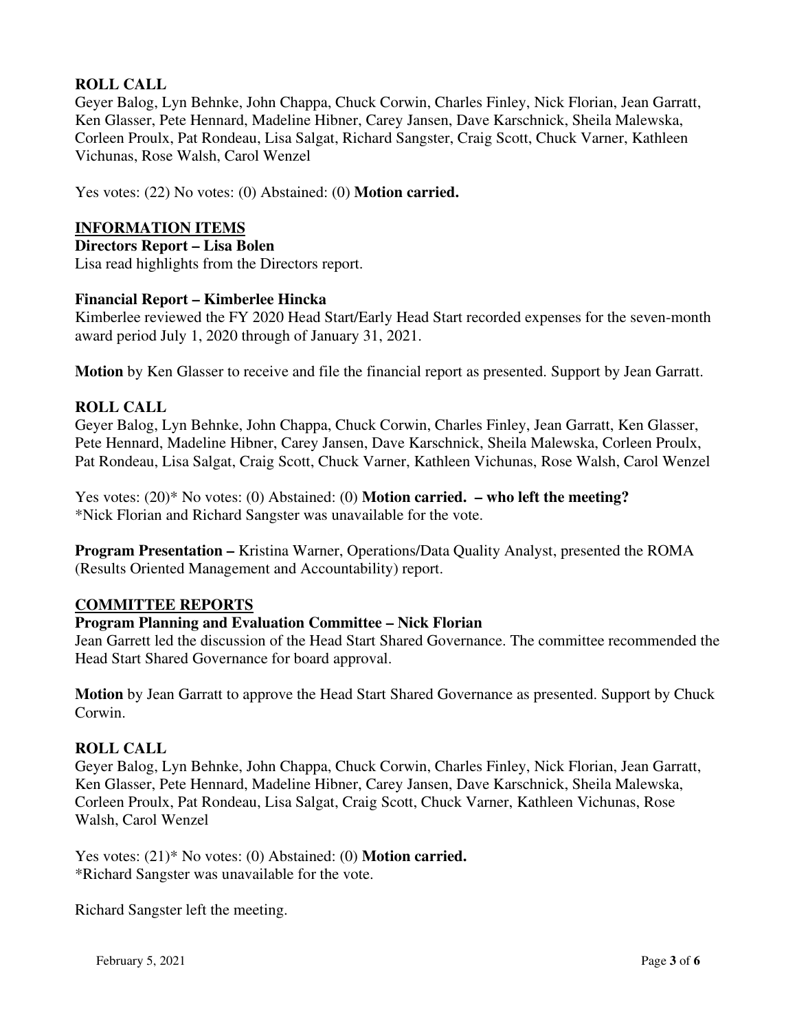**ROLL CALL**

Geyer Balog, Lyn Behnke, John Chappa, Chuck Corwin, Charles Finley, Nick Florian, Jean Garratt, Ken Glasser, Pete Hennard, Madeline Hibner, Carey Jansen, Dave Karschnick, Sheila Malewska, Corleen Proulx, Pat Rondeau, Lisa Salgat, Richard Sangster, Craig Scott, Chuck Varner, Kathleen Vichunas, Rose Walsh, Carol Wenzel

Yes votes: (22) No votes: (0) Abstained: (0) **Motion carried.**

## INFORMATION ITEMS

**Directors Report – Lisa Bolen**

Lisa read highlights from the Directors report.

**Financial Report – Kimberlee Hincka**

Kimberlee reviewed the FY 2020 Head Start/Early Head Start recorded expenses for the seven-month award period July 1, 2020 through of January 31, 2021.

**Motion** by Ken Glasser to receive and file the financial report as presented. Support by Jean Garratt.

**ROLL CALL**

Geyer Balog, Lyn Behnke, John Chappa, Chuck Corwin, Charles Finley, Jean Garratt, Ken Glasser, Pete Hennard, Madeline Hibner, Carey Jansen, Dave Karschnick, Sheila Malewska, Corleen Proulx, Pat Rondeau, Lisa Salgat, Craig Scott, Chuck Varner, Kathleen Vichunas, Rose Walsh, Carol Wenzel

Yes votes: (20)* No votes: (0) Abstained: (0) **Motion carried. – who left the meeting?**
*Nick Florian and Richard Sangster was unavailable for the vote.

**Program Presentation –** Kristina Warner, Operations/Data Quality Analyst, presented the ROMA (Results Oriented Management and Accountability) report.

## COMMITTEE REPORTS

**Program Planning and Evaluation Committee – Nick Florian**

Jean Garrett led the discussion of the Head Start Shared Governance. The committee recommended the Head Start Shared Governance for board approval.

**Motion** by Jean Garratt to approve the Head Start Shared Governance as presented. Support by Chuck Corwin.

**ROLL CALL**

Geyer Balog, Lyn Behnke, John Chappa, Chuck Corwin, Charles Finley, Nick Florian, Jean Garratt, Ken Glasser, Pete Hennard, Madeline Hibner, Carey Jansen, Dave Karschnick, Sheila Malewska, Corleen Proulx, Pat Rondeau, Lisa Salgat, Craig Scott, Chuck Varner, Kathleen Vichunas, Rose Walsh, Carol Wenzel

Yes votes: (21)* No votes: (0) Abstained: (0) **Motion carried.**
*Richard Sangster was unavailable for the vote.

Richard Sangster left the meeting.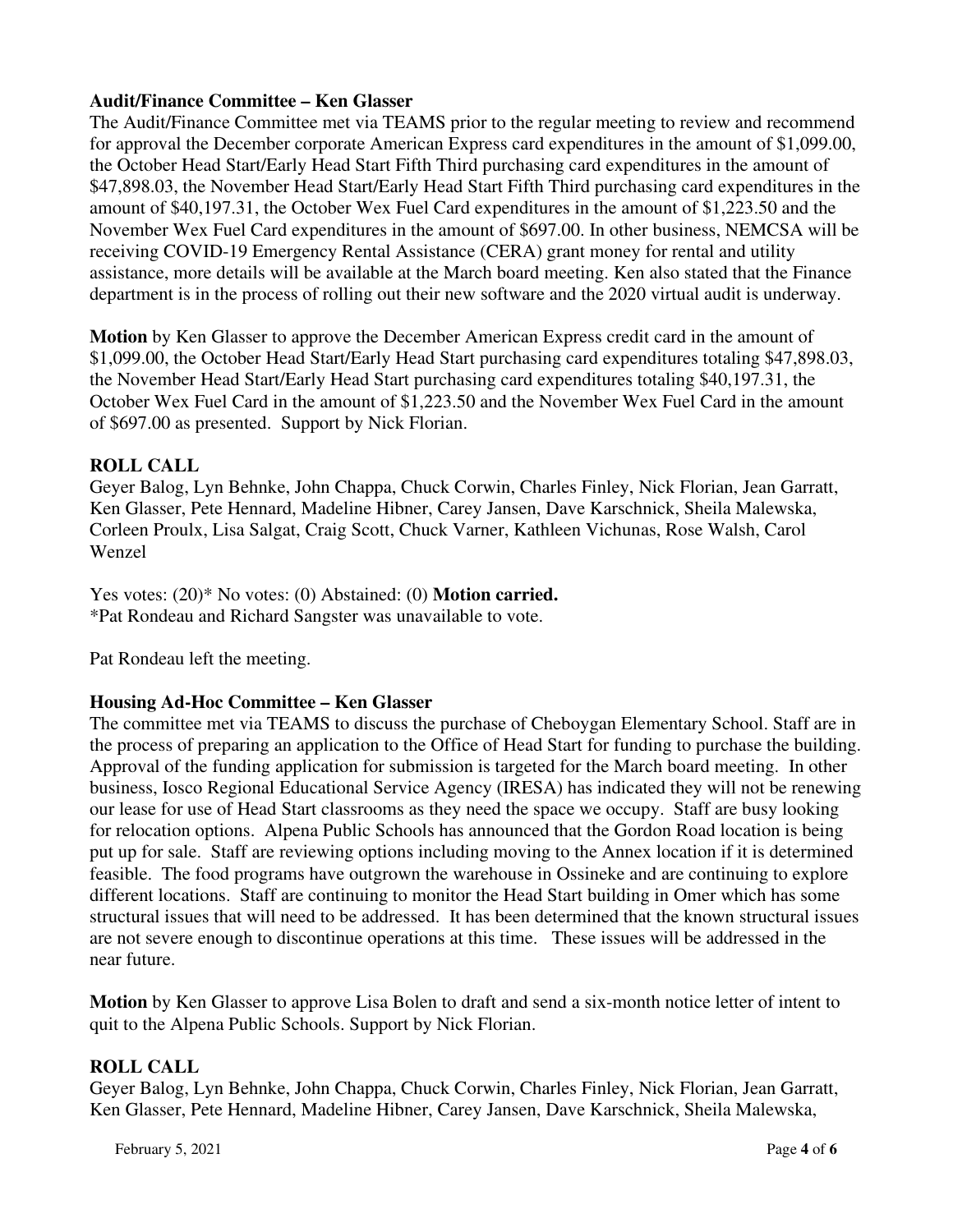**Audit/Finance Committee – Ken Glasser**
The Audit/Finance Committee met via TEAMS prior to the regular meeting to review and recommend for approval the December corporate American Express card expenditures in the amount of $1,099.00, the October Head Start/Early Head Start Fifth Third purchasing card expenditures in the amount of $47,898.03, the November Head Start/Early Head Start Fifth Third purchasing card expenditures in the amount of $40,197.31, the October Wex Fuel Card expenditures in the amount of $1,223.50 and the November Wex Fuel Card expenditures in the amount of $697.00. In other business, NEMCSA will be receiving COVID-19 Emergency Rental Assistance (CERA) grant money for rental and utility assistance, more details will be available at the March board meeting. Ken also stated that the Finance department is in the process of rolling out their new software and the 2020 virtual audit is underway.

**Motion** by Ken Glasser to approve the December American Express credit card in the amount of $1,099.00, the October Head Start/Early Head Start purchasing card expenditures totaling $47,898.03, the November Head Start/Early Head Start purchasing card expenditures totaling $40,197.31, the October Wex Fuel Card in the amount of $1,223.50 and the November Wex Fuel Card in the amount of $697.00 as presented. Support by Nick Florian.

**ROLL CALL**
Geyer Balog, Lyn Behnke, John Chappa, Chuck Corwin, Charles Finley, Nick Florian, Jean Garratt, Ken Glasser, Pete Hennard, Madeline Hibner, Carey Jansen, Dave Karschnick, Sheila Malewska, Corleen Proulx, Lisa Salgat, Craig Scott, Chuck Varner, Kathleen Vichunas, Rose Walsh, Carol Wenzel

Yes votes: (20)* No votes: (0) Abstained: (0) **Motion carried.**
*Pat Rondeau and Richard Sangster was unavailable to vote.

Pat Rondeau left the meeting.

**Housing Ad-Hoc Committee – Ken Glasser**
The committee met via TEAMS to discuss the purchase of Cheboygan Elementary School. Staff are in the process of preparing an application to the Office of Head Start for funding to purchase the building. Approval of the funding application for submission is targeted for the March board meeting. In other business, Iosco Regional Educational Service Agency (IRESA) has indicated they will not be renewing our lease for use of Head Start classrooms as they need the space we occupy. Staff are busy looking for relocation options. Alpena Public Schools has announced that the Gordon Road location is being put up for sale. Staff are reviewing options including moving to the Annex location if it is determined feasible. The food programs have outgrown the warehouse in Ossineke and are continuing to explore different locations. Staff are continuing to monitor the Head Start building in Omer which has some structural issues that will need to be addressed. It has been determined that the known structural issues are not severe enough to discontinue operations at this time. These issues will be addressed in the near future.

**Motion** by Ken Glasser to approve Lisa Bolen to draft and send a six-month notice letter of intent to quit to the Alpena Public Schools. Support by Nick Florian.

**ROLL CALL**
Geyer Balog, Lyn Behnke, John Chappa, Chuck Corwin, Charles Finley, Nick Florian, Jean Garratt, Ken Glasser, Pete Hennard, Madeline Hibner, Carey Jansen, Dave Karschnick, Sheila Malewska,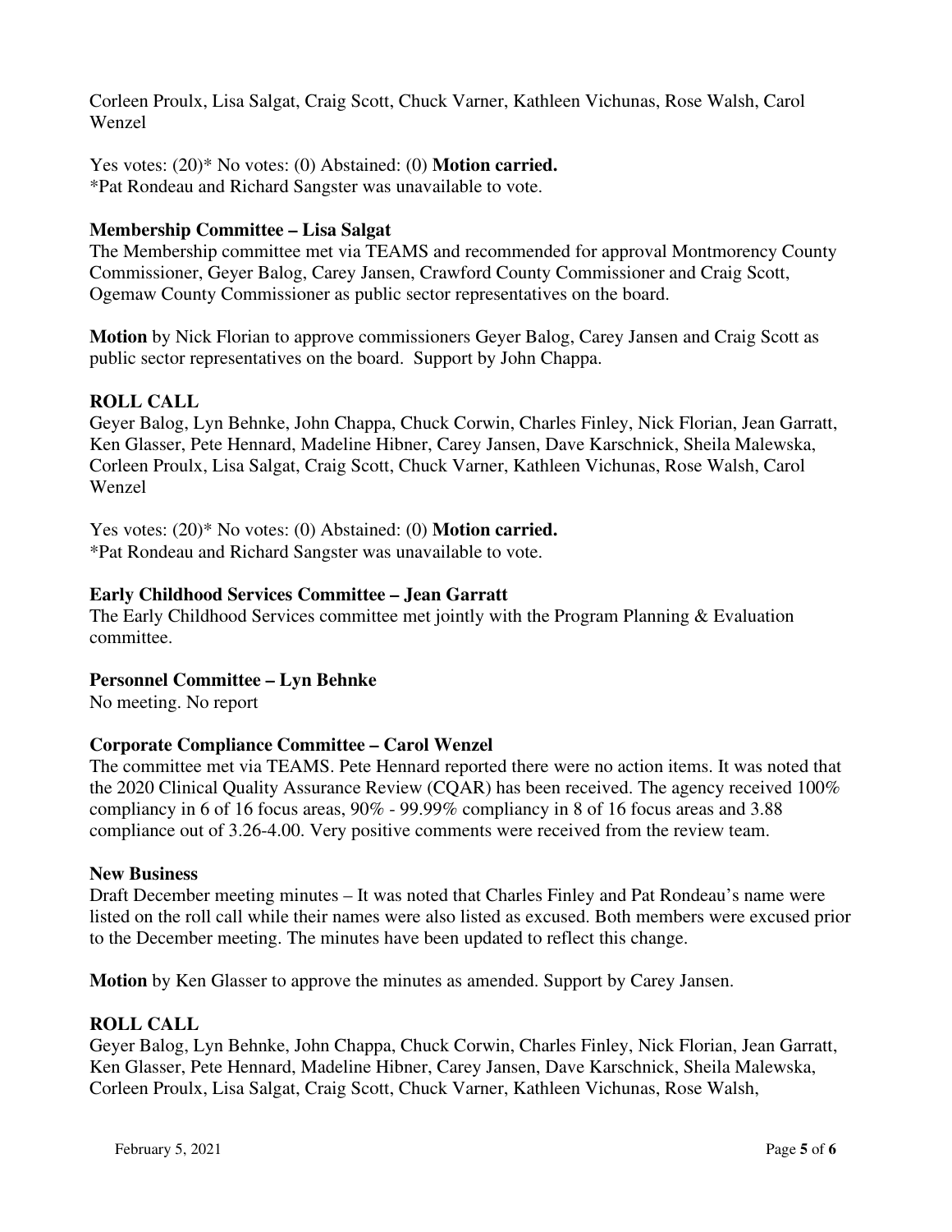Corleen Proulx, Lisa Salgat, Craig Scott, Chuck Varner, Kathleen Vichunas, Rose Walsh, Carol Wenzel

Yes votes: (20)* No votes: (0) Abstained: (0) **Motion carried.**
*Pat Rondeau and Richard Sangster was unavailable to vote.

**Membership Committee – Lisa Salgat**
The Membership committee met via TEAMS and recommended for approval Montmorency County Commissioner, Geyer Balog, Carey Jansen, Crawford County Commissioner and Craig Scott, Ogemaw County Commissioner as public sector representatives on the board.

**Motion** by Nick Florian to approve commissioners Geyer Balog, Carey Jansen and Craig Scott as public sector representatives on the board. Support by John Chappa.

**ROLL CALL**
Geyer Balog, Lyn Behnke, John Chappa, Chuck Corwin, Charles Finley, Nick Florian, Jean Garratt, Ken Glasser, Pete Hennard, Madeline Hibner, Carey Jansen, Dave Karschnick, Sheila Malewska, Corleen Proulx, Lisa Salgat, Craig Scott, Chuck Varner, Kathleen Vichunas, Rose Walsh, Carol Wenzel

Yes votes: (20)* No votes: (0) Abstained: (0) **Motion carried.**
*Pat Rondeau and Richard Sangster was unavailable to vote.

**Early Childhood Services Committee – Jean Garratt**
The Early Childhood Services committee met jointly with the Program Planning & Evaluation committee.

**Personnel Committee – Lyn Behnke**
No meeting. No report

**Corporate Compliance Committee – Carol Wenzel**
The committee met via TEAMS. Pete Hennard reported there were no action items. It was noted that the 2020 Clinical Quality Assurance Review (CQAR) has been received. The agency received 100% compliancy in 6 of 16 focus areas, 90% - 99.99% compliancy in 8 of 16 focus areas and 3.88 compliance out of 3.26-4.00. Very positive comments were received from the review team.

**New Business**
Draft December meeting minutes – It was noted that Charles Finley and Pat Rondeau's name were listed on the roll call while their names were also listed as excused. Both members were excused prior to the December meeting. The minutes have been updated to reflect this change.

**Motion** by Ken Glasser to approve the minutes as amended. Support by Carey Jansen.

**ROLL CALL**
Geyer Balog, Lyn Behnke, John Chappa, Chuck Corwin, Charles Finley, Nick Florian, Jean Garratt, Ken Glasser, Pete Hennard, Madeline Hibner, Carey Jansen, Dave Karschnick, Sheila Malewska, Corleen Proulx, Lisa Salgat, Craig Scott, Chuck Varner, Kathleen Vichunas, Rose Walsh,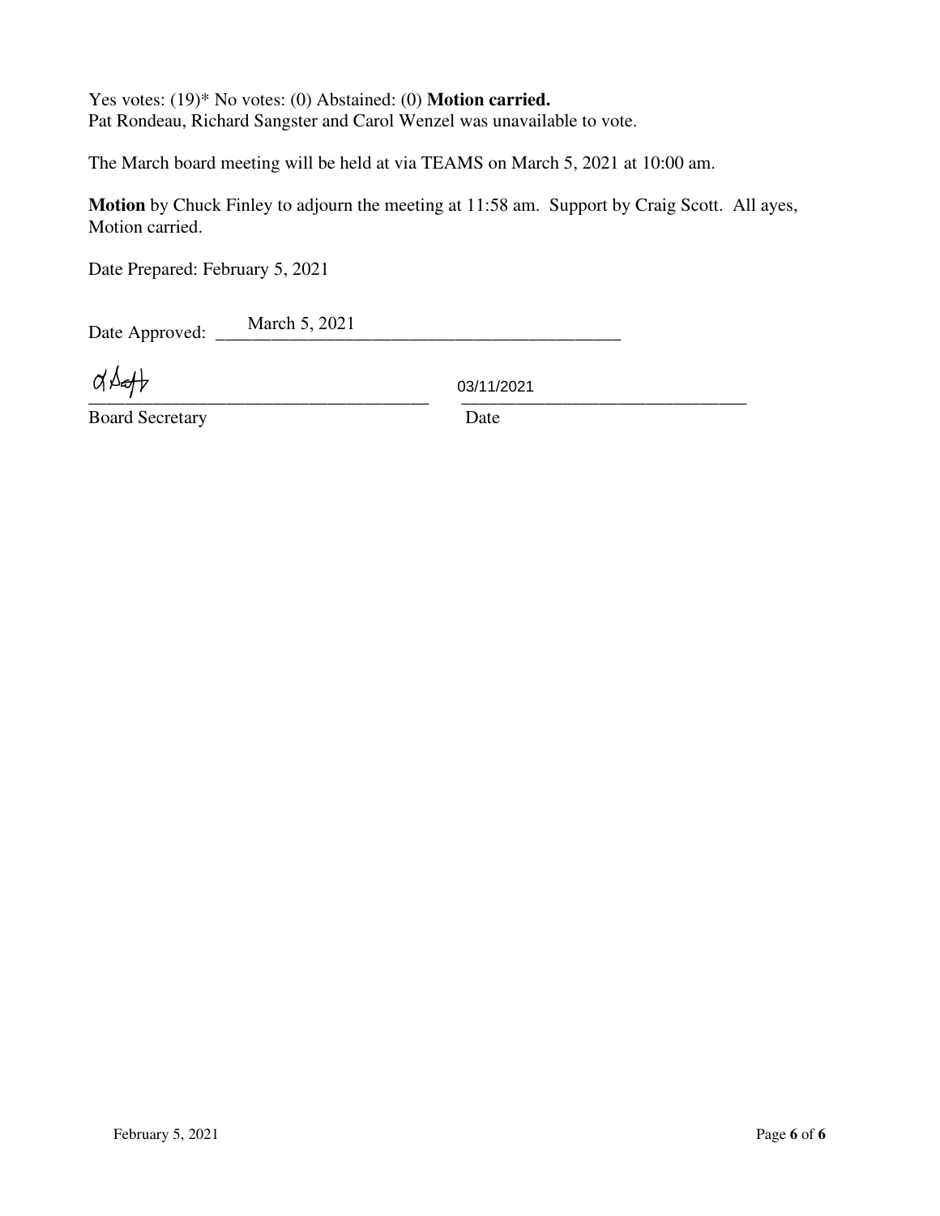Yes votes: (19)* No votes: (0) Abstained: (0) **Motion carried.**
Pat Rondeau, Richard Sangster and Carol Wenzel was unavailable to vote.

The March board meeting will be held at via TEAMS on March 5, 2021 at 10:00 am.

**Motion** by Chuck Finley to adjourn the meeting at 11:58 am. Support by Craig Scott. All ayes, Motion carried.

Date Prepared: February 5, 2021

Date Approved: March 5, 2021

______________________________ 03/11/2021

Board Secretary Date